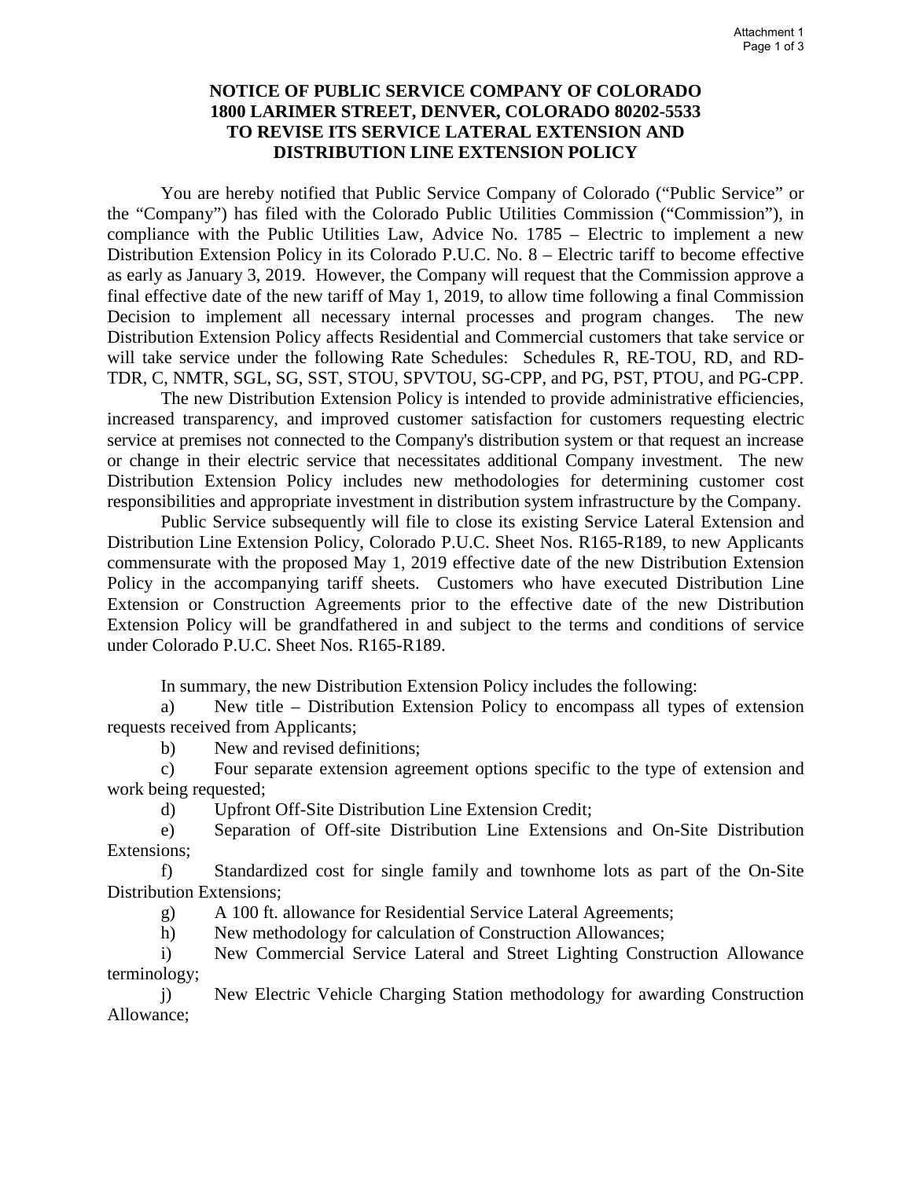# NOTICE OF PUBLIC SERVICE COMPANY OF COLORADO 1800 LARIMER STREET, DENVER, COLORADO 80202-5533 TO REVISE ITS SERVICE LATERAL EXTENSION AND DISTRIBUTION LINE EXTENSION POLICY

You are hereby notified that Public Service Company of Colorado ("Public Service" or the "Company") has filed with the Colorado Public Utilities Commission ("Commission"), in compliance with the Public Utilities Law, Advice No. 1785 – Electric to implement a new Distribution Extension Policy in its Colorado P.U.C. No. 8 – Electric tariff to become effective as early as January 3, 2019. However, the Company will request that the Commission approve a final effective date of the new tariff of May 1, 2019, to allow time following a final Commission Decision to implement all necessary internal processes and program changes. The new Distribution Extension Policy affects Residential and Commercial customers that take service or will take service under the following Rate Schedules: Schedules R, RE-TOU, RD, and RD-TDR, C, NMTR, SGL, SG, SST, STOU, SPVTOU, SG-CPP, and PG, PST, PTOU, and PG-CPP.

The new Distribution Extension Policy is intended to provide administrative efficiencies, increased transparency, and improved customer satisfaction for customers requesting electric service at premises not connected to the Company's distribution system or that request an increase or change in their electric service that necessitates additional Company investment. The new Distribution Extension Policy includes new methodologies for determining customer cost responsibilities and appropriate investment in distribution system infrastructure by the Company.

Public Service subsequently will file to close its existing Service Lateral Extension and Distribution Line Extension Policy, Colorado P.U.C. Sheet Nos. R165-R189, to new Applicants commensurate with the proposed May 1, 2019 effective date of the new Distribution Extension Policy in the accompanying tariff sheets. Customers who have executed Distribution Line Extension or Construction Agreements prior to the effective date of the new Distribution Extension Policy will be grandfathered in and subject to the terms and conditions of service under Colorado P.U.C. Sheet Nos. R165-R189.

In summary, the new Distribution Extension Policy includes the following:

a) New title – Distribution Extension Policy to encompass all types of extension requests received from Applicants;

b) New and revised definitions;

c) Four separate extension agreement options specific to the type of extension and work being requested;

d) Upfront Off-Site Distribution Line Extension Credit;

e) Separation of Off-site Distribution Line Extensions and On-Site Distribution Extensions;

f) Standardized cost for single family and townhome lots as part of the On-Site Distribution Extensions;

g) A 100 ft. allowance for Residential Service Lateral Agreements;

h) New methodology for calculation of Construction Allowances;

i) New Commercial Service Lateral and Street Lighting Construction Allowance terminology;

j) New Electric Vehicle Charging Station methodology for awarding Construction Allowance;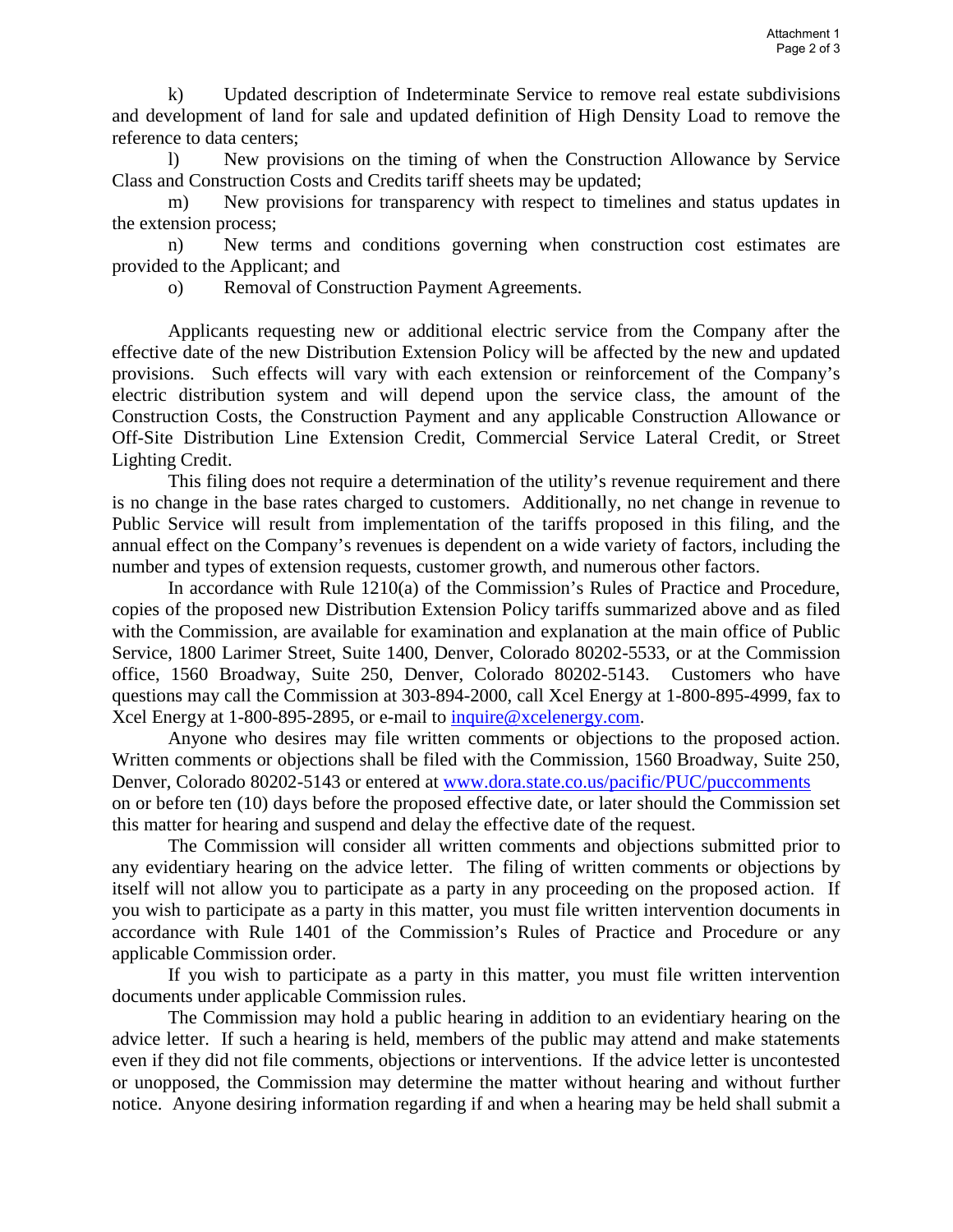k) Updated description of Indeterminate Service to remove real estate subdivisions and development of land for sale and updated definition of High Density Load to remove the reference to data centers;

l) New provisions on the timing of when the Construction Allowance by Service Class and Construction Costs and Credits tariff sheets may be updated;

m) New provisions for transparency with respect to timelines and status updates in the extension process;

n) New terms and conditions governing when construction cost estimates are provided to the Applicant; and

o) Removal of Construction Payment Agreements.

Applicants requesting new or additional electric service from the Company after the effective date of the new Distribution Extension Policy will be affected by the new and updated provisions. Such effects will vary with each extension or reinforcement of the Company's electric distribution system and will depend upon the service class, the amount of the Construction Costs, the Construction Payment and any applicable Construction Allowance or Off-Site Distribution Line Extension Credit, Commercial Service Lateral Credit, or Street Lighting Credit.

This filing does not require a determination of the utility's revenue requirement and there is no change in the base rates charged to customers. Additionally, no net change in revenue to Public Service will result from implementation of the tariffs proposed in this filing, and the annual effect on the Company's revenues is dependent on a wide variety of factors, including the number and types of extension requests, customer growth, and numerous other factors.

In accordance with Rule 1210(a) of the Commission's Rules of Practice and Procedure, copies of the proposed new Distribution Extension Policy tariffs summarized above and as filed with the Commission, are available for examination and explanation at the main office of Public Service, 1800 Larimer Street, Suite 1400, Denver, Colorado 80202-5533, or at the Commission office, 1560 Broadway, Suite 250, Denver, Colorado 80202-5143. Customers who have questions may call the Commission at 303-894-2000, call Xcel Energy at 1-800-895-4999, fax to Xcel Energy at 1-800-895-2895, or e-mail to inquire@xcelenergy.com.

Anyone who desires may file written comments or objections to the proposed action. Written comments or objections shall be filed with the Commission, 1560 Broadway, Suite 250, Denver, Colorado 80202-5143 or entered at www.dora.state.co.us/pacific/PUC/puccomments on or before ten (10) days before the proposed effective date, or later should the Commission set this matter for hearing and suspend and delay the effective date of the request.

The Commission will consider all written comments and objections submitted prior to any evidentiary hearing on the advice letter. The filing of written comments or objections by itself will not allow you to participate as a party in any proceeding on the proposed action. If you wish to participate as a party in this matter, you must file written intervention documents in accordance with Rule 1401 of the Commission's Rules of Practice and Procedure or any applicable Commission order.

If you wish to participate as a party in this matter, you must file written intervention documents under applicable Commission rules.

The Commission may hold a public hearing in addition to an evidentiary hearing on the advice letter. If such a hearing is held, members of the public may attend and make statements even if they did not file comments, objections or interventions. If the advice letter is uncontested or unopposed, the Commission may determine the matter without hearing and without further notice. Anyone desiring information regarding if and when a hearing may be held shall submit a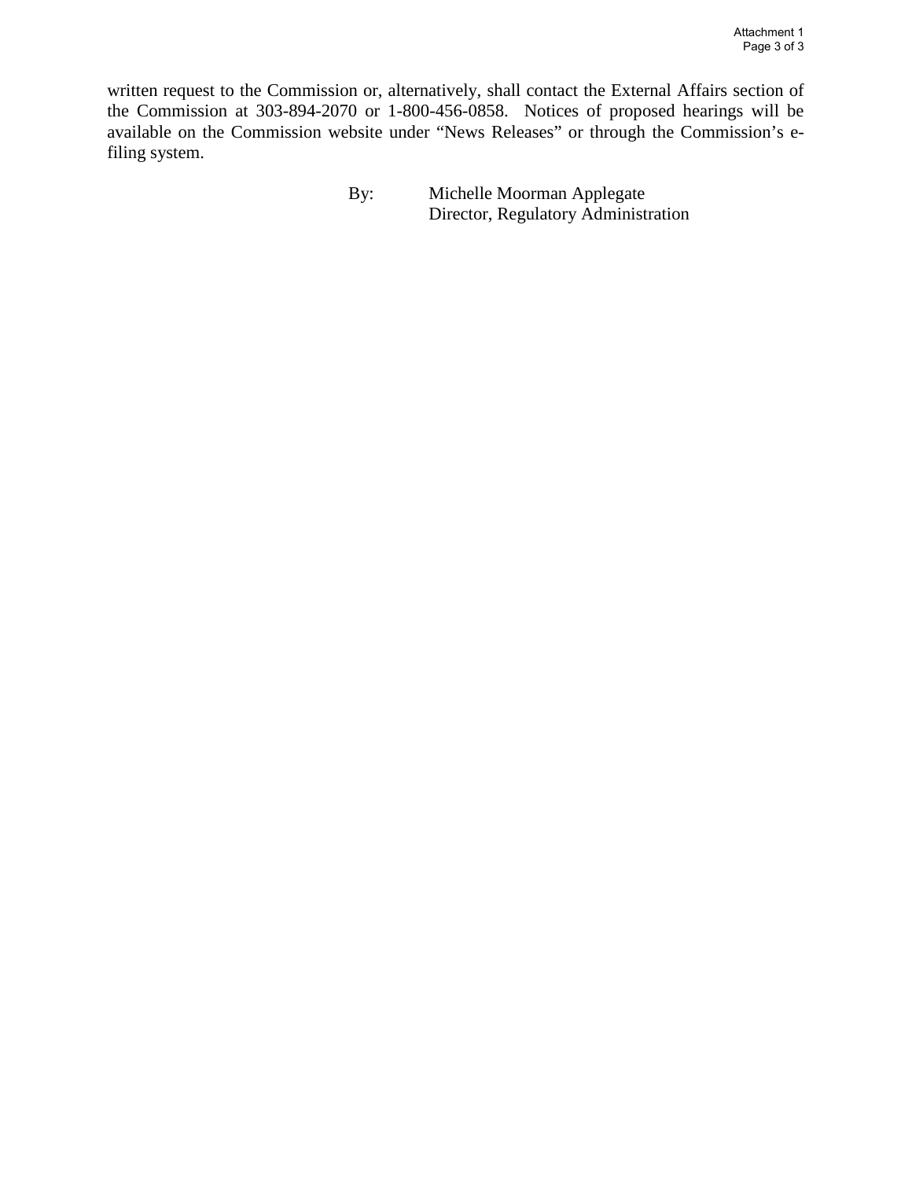written request to the Commission or, alternatively, shall contact the External Affairs section of the Commission at 303-894-2070 or 1-800-456-0858. Notices of proposed hearings will be available on the Commission website under "News Releases" or through the Commission's e-filing system.

By: Michelle Moorman Applegate
Director, Regulatory Administration